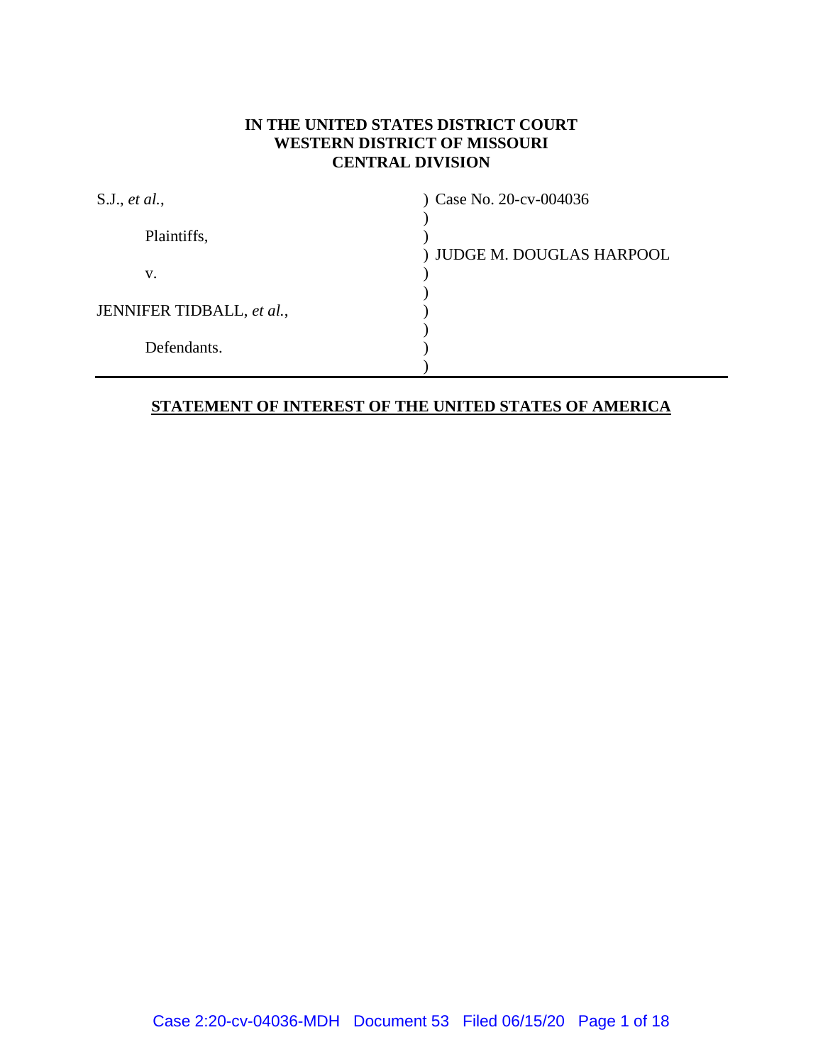**IN THE UNITED STATES DISTRICT COURT**
**WESTERN DISTRICT OF MISSOURI**
**CENTRAL DIVISION**

| | |
|---|---|
| S.J., *et al.*, | ) Case No. 20-cv-004036 |
| | ) |
| Plaintiffs, | ) |
| | ) JUDGE M. DOUGLAS HARPOOL |
| v. | ) |
| | ) |
| JENNIFER TIDBALL, *et al.*, | ) |
| | ) |
| Defendants. | ) |
| | ) |

**STATEMENT OF INTEREST OF THE UNITED STATES OF AMERICA**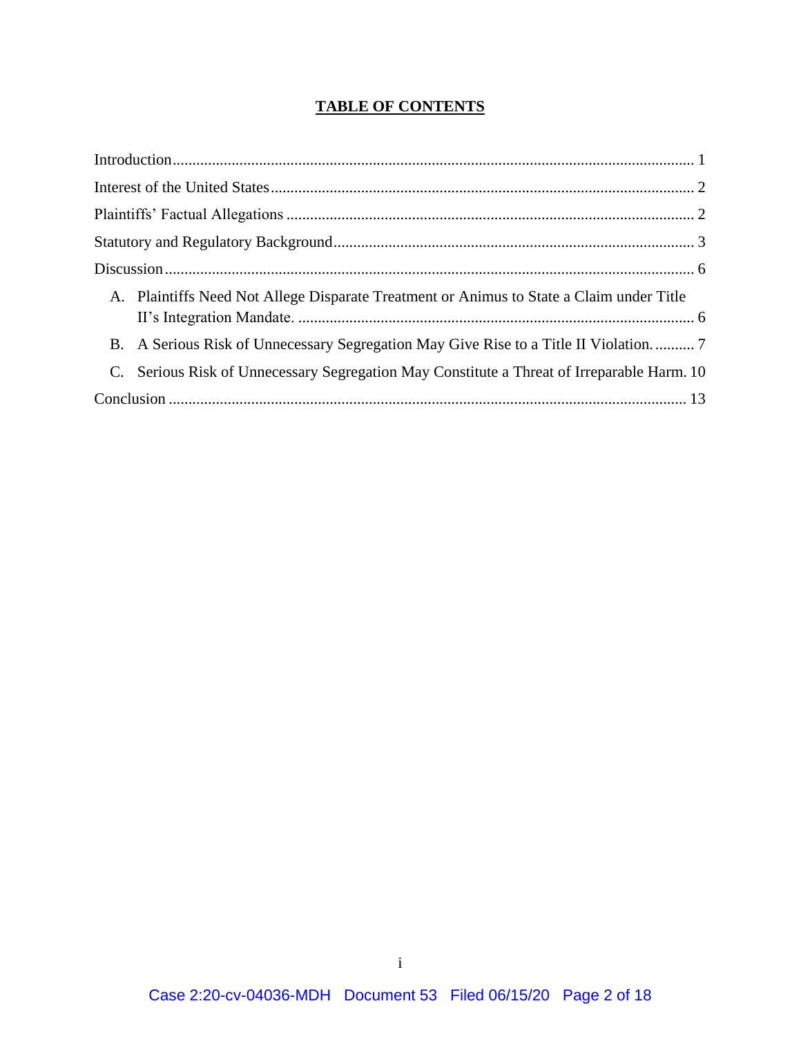# TABLE OF CONTENTS

Introduction .................................................................................................................... 1

Interest of the United States ........................................................................................... 2

Plaintiffs' Factual Allegations ....................................................................................... 2

Statutory and Regulatory Background ........................................................................... 3

Discussion ...................................................................................................................... 6

A. Plaintiffs Need Not Allege Disparate Treatment or Animus to State a Claim under Title II's Integration Mandate. ..................................................................................... 6

B. A Serious Risk of Unnecessary Segregation May Give Rise to a Title II Violation. .......... 7

C. Serious Risk of Unnecessary Segregation May Constitute a Threat of Irreparable Harm. 10

Conclusion .................................................................................................................... 13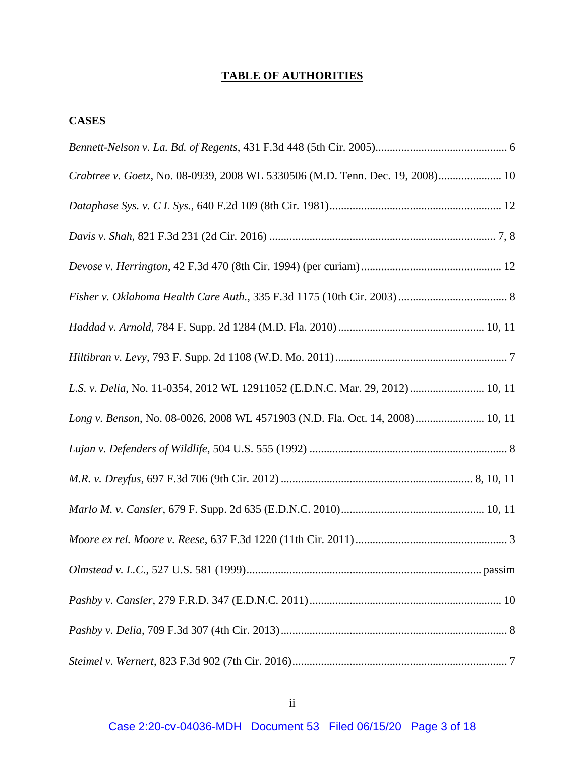# TABLE OF AUTHORITIES

## CASES

*Bennett-Nelson v. La. Bd. of Regents*, 431 F.3d 448 (5th Cir. 2005)............................................. 6

*Crabtree v. Goetz*, No. 08-0939, 2008 WL 5330506 (M.D. Tenn. Dec. 19, 2008)...................... 10

*Dataphase Sys. v. C L Sys.*, 640 F.2d 109 (8th Cir. 1981)........................................................... 12

*Davis v. Shah*, 821 F.3d 231 (2d Cir. 2016) .............................................................................. 7, 8

*Devose v. Herrington*, 42 F.3d 470 (8th Cir. 1994) (per curiam)................................................ 12

*Fisher v. Oklahoma Health Care Auth.*, 335 F.3d 1175 (10th Cir. 2003) ...................................... 8

*Haddad v. Arnold*, 784 F. Supp. 2d 1284 (M.D. Fla. 2010).................................................. 10, 11

*Hiltibran v. Levy*, 793 F. Supp. 2d 1108 (W.D. Mo. 2011)............................................................ 7

*L.S. v. Delia*, No. 11-0354, 2012 WL 12911052 (E.D.N.C. Mar. 29, 2012).......................... 10, 11

*Long v. Benson*, No. 08-0026, 2008 WL 4571903 (N.D. Fla. Oct. 14, 2008)........................ 10, 11

*Lujan v. Defenders of Wildlife*, 504 U.S. 555 (1992) ..................................................................... 8

*M.R. v. Dreyfus*, 697 F.3d 706 (9th Cir. 2012) .................................................................. 8, 10, 11

*Marlo M. v. Cansler*, 679 F. Supp. 2d 635 (E.D.N.C. 2010)................................................. 10, 11

*Moore ex rel. Moore v. Reese*, 637 F.3d 1220 (11th Cir. 2011)..................................................... 3

*Olmstead v. L.C.*, 527 U.S. 581 (1999).................................................................................. passim

*Pashby v. Cansler*, 279 F.R.D. 347 (E.D.N.C. 2011).................................................................. 10

*Pashby v. Delia*, 709 F.3d 307 (4th Cir. 2013).............................................................................. 8

*Steimel v. Wernert*, 823 F.3d 902 (7th Cir. 2016)........................................................................... 7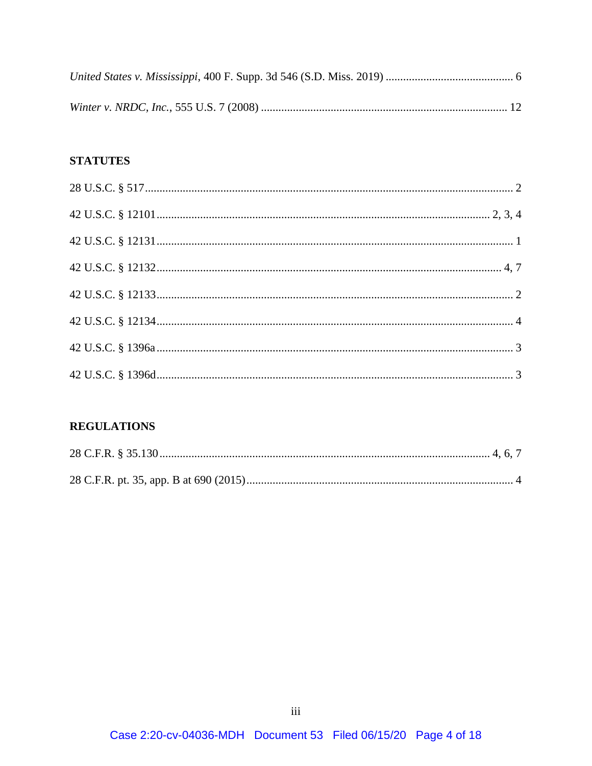*United States v. Mississippi*, 400 F. Supp. 3d 546 (S.D. Miss. 2019) ........................................... 6

*Winter v. NRDC, Inc.*, 555 U.S. 7 (2008) ..................................................................................... 12

**STATUTES**

28 U.S.C. § 517 ............................................................................................................................. 2

42 U.S.C. § 12101 ............................................................................................................... 2, 3, 4

42 U.S.C. § 12131 ......................................................................................................................... 1

42 U.S.C. § 12132 ...................................................................................................................... 4, 7

42 U.S.C. § 12133 ......................................................................................................................... 2

42 U.S.C. § 12134 ......................................................................................................................... 4

42 U.S.C. § 1396a ......................................................................................................................... 3

42 U.S.C. § 1396d ......................................................................................................................... 3

**REGULATIONS**

28 C.F.R. § 35.130 ................................................................................................................ 4, 6, 7

28 C.F.R. pt. 35, app. B at 690 (2015) .......................................................................................... 4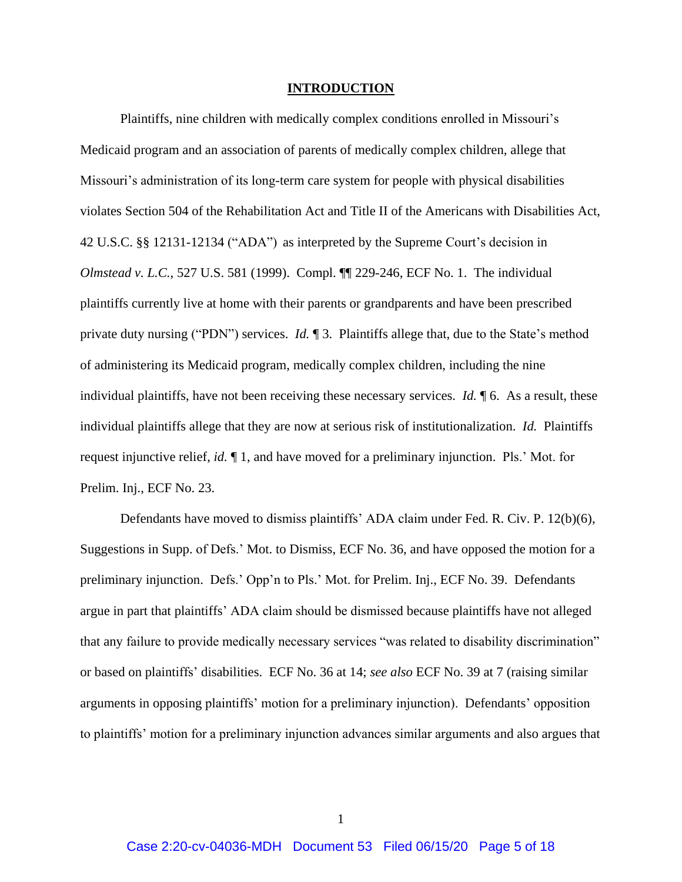## INTRODUCTION

Plaintiffs, nine children with medically complex conditions enrolled in Missouri's Medicaid program and an association of parents of medically complex children, allege that Missouri's administration of its long-term care system for people with physical disabilities violates Section 504 of the Rehabilitation Act and Title II of the Americans with Disabilities Act, 42 U.S.C. §§ 12131-12134 ("ADA") as interpreted by the Supreme Court's decision in *Olmstead v. L.C.*, 527 U.S. 581 (1999). Compl. ¶¶ 229-246, ECF No. 1. The individual plaintiffs currently live at home with their parents or grandparents and have been prescribed private duty nursing ("PDN") services. *Id.* ¶ 3. Plaintiffs allege that, due to the State's method of administering its Medicaid program, medically complex children, including the nine individual plaintiffs, have not been receiving these necessary services. *Id.* ¶ 6. As a result, these individual plaintiffs allege that they are now at serious risk of institutionalization. *Id.* Plaintiffs request injunctive relief, *id.* ¶ 1, and have moved for a preliminary injunction. Pls.' Mot. for Prelim. Inj., ECF No. 23.

Defendants have moved to dismiss plaintiffs' ADA claim under Fed. R. Civ. P. 12(b)(6), Suggestions in Supp. of Defs.' Mot. to Dismiss, ECF No. 36, and have opposed the motion for a preliminary injunction. Defs.' Opp'n to Pls.' Mot. for Prelim. Inj., ECF No. 39. Defendants argue in part that plaintiffs' ADA claim should be dismissed because plaintiffs have not alleged that any failure to provide medically necessary services "was related to disability discrimination" or based on plaintiffs' disabilities. ECF No. 36 at 14; *see also* ECF No. 39 at 7 (raising similar arguments in opposing plaintiffs' motion for a preliminary injunction). Defendants' opposition to plaintiffs' motion for a preliminary injunction advances similar arguments and also argues that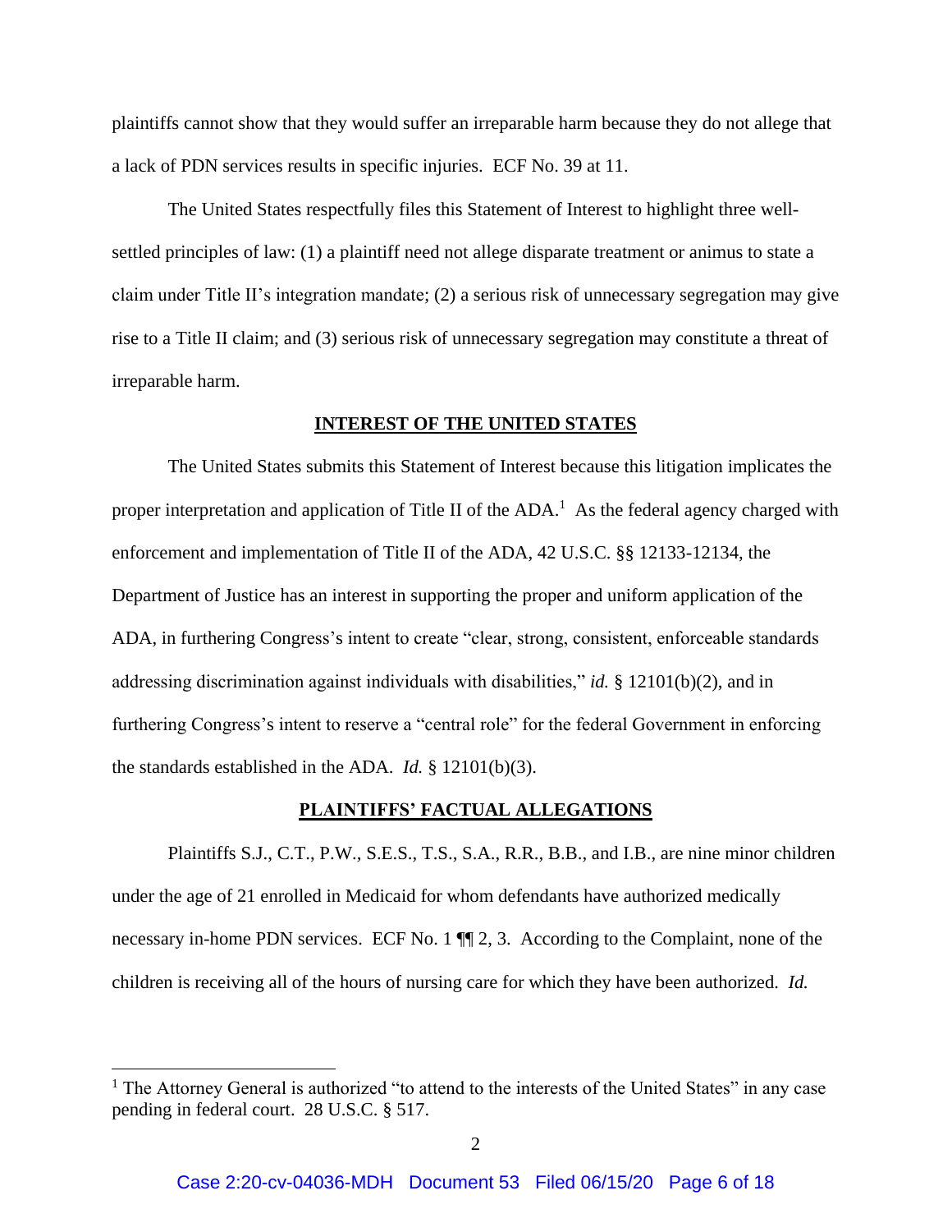plaintiffs cannot show that they would suffer an irreparable harm because they do not allege that a lack of PDN services results in specific injuries. ECF No. 39 at 11.

The United States respectfully files this Statement of Interest to highlight three well-settled principles of law: (1) a plaintiff need not allege disparate treatment or animus to state a claim under Title II's integration mandate; (2) a serious risk of unnecessary segregation may give rise to a Title II claim; and (3) serious risk of unnecessary segregation may constitute a threat of irreparable harm.

## INTEREST OF THE UNITED STATES

The United States submits this Statement of Interest because this litigation implicates the proper interpretation and application of Title II of the ADA.[1] As the federal agency charged with enforcement and implementation of Title II of the ADA, 42 U.S.C. §§ 12133-12134, the Department of Justice has an interest in supporting the proper and uniform application of the ADA, in furthering Congress's intent to create "clear, strong, consistent, enforceable standards addressing discrimination against individuals with disabilities," *id.* § 12101(b)(2), and in furthering Congress's intent to reserve a "central role" for the federal Government in enforcing the standards established in the ADA. *Id.* § 12101(b)(3).

## PLAINTIFFS' FACTUAL ALLEGATIONS

Plaintiffs S.J., C.T., P.W., S.E.S., T.S., S.A., R.R., B.B., and I.B., are nine minor children under the age of 21 enrolled in Medicaid for whom defendants have authorized medically necessary in-home PDN services. ECF No. 1 ¶¶ 2, 3. According to the Complaint, none of the children is receiving all of the hours of nursing care for which they have been authorized. *Id.*

[1] The Attorney General is authorized "to attend to the interests of the United States" in any case pending in federal court. 28 U.S.C. § 517.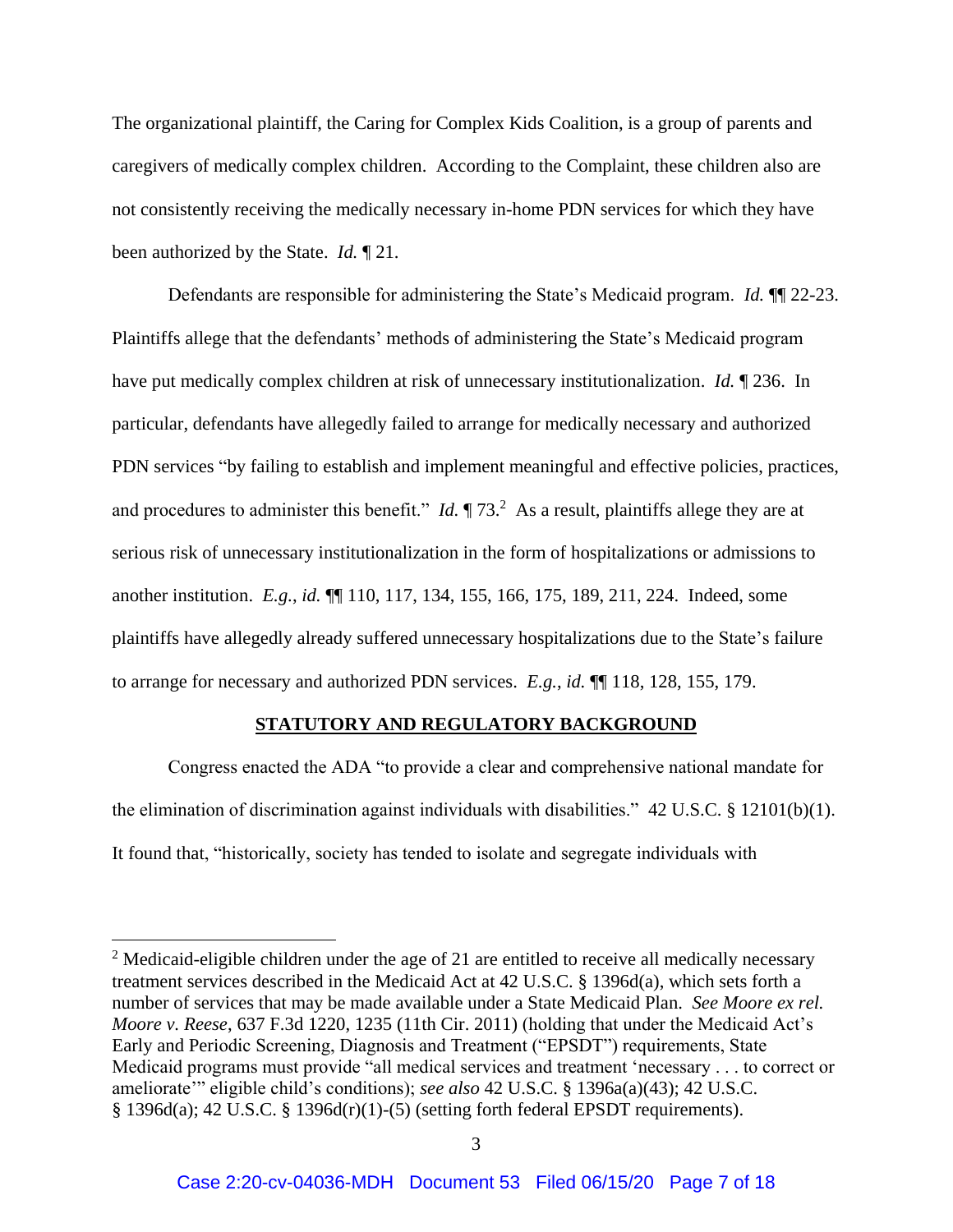The organizational plaintiff, the Caring for Complex Kids Coalition, is a group of parents and caregivers of medically complex children. According to the Complaint, these children also are not consistently receiving the medically necessary in-home PDN services for which they have been authorized by the State. *Id.* ¶ 21.

Defendants are responsible for administering the State's Medicaid program. *Id.* ¶¶ 22-23. Plaintiffs allege that the defendants' methods of administering the State's Medicaid program have put medically complex children at risk of unnecessary institutionalization. *Id.* ¶ 236. In particular, defendants have allegedly failed to arrange for medically necessary and authorized PDN services "by failing to establish and implement meaningful and effective policies, practices, and procedures to administer this benefit." *Id.* ¶ 73.[2] As a result, plaintiffs allege they are at serious risk of unnecessary institutionalization in the form of hospitalizations or admissions to another institution. *E.g.*, *id.* ¶¶ 110, 117, 134, 155, 166, 175, 189, 211, 224. Indeed, some plaintiffs have allegedly already suffered unnecessary hospitalizations due to the State's failure to arrange for necessary and authorized PDN services. *E.g.*, *id.* ¶¶ 118, 128, 155, 179.

## STATUTORY AND REGULATORY BACKGROUND

Congress enacted the ADA "to provide a clear and comprehensive national mandate for the elimination of discrimination against individuals with disabilities." 42 U.S.C. § 12101(b)(1). It found that, "historically, society has tended to isolate and segregate individuals with

---

[2] Medicaid-eligible children under the age of 21 are entitled to receive all medically necessary treatment services described in the Medicaid Act at 42 U.S.C. § 1396d(a), which sets forth a number of services that may be made available under a State Medicaid Plan. *See Moore ex rel. Moore v. Reese*, 637 F.3d 1220, 1235 (11th Cir. 2011) (holding that under the Medicaid Act's Early and Periodic Screening, Diagnosis and Treatment ("EPSDT") requirements, State Medicaid programs must provide "all medical services and treatment 'necessary . . . to correct or ameliorate'" eligible child's conditions); *see also* 42 U.S.C. § 1396a(a)(43); 42 U.S.C. § 1396d(a); 42 U.S.C. § 1396d(r)(1)-(5) (setting forth federal EPSDT requirements).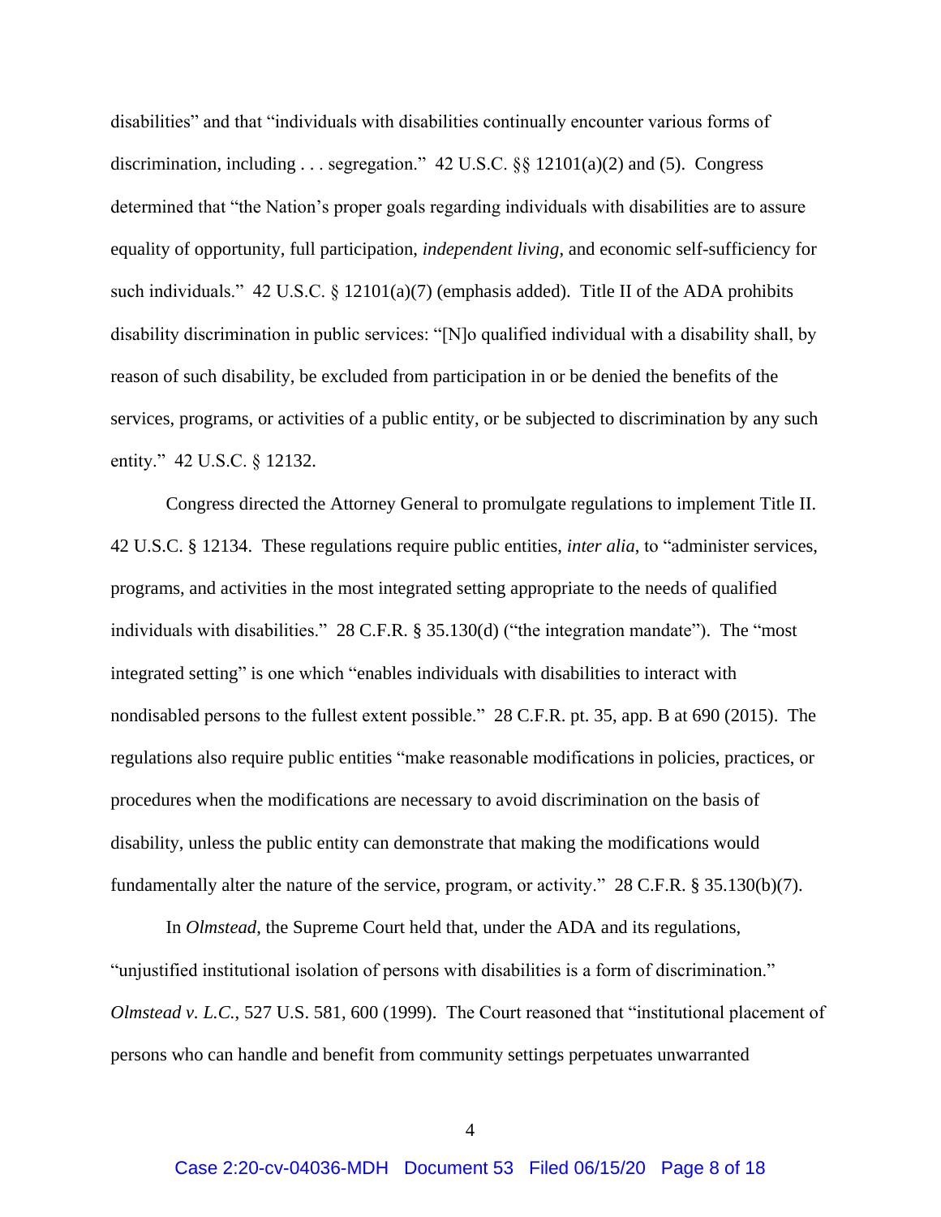disabilities" and that "individuals with disabilities continually encounter various forms of discrimination, including . . . segregation." 42 U.S.C. §§ 12101(a)(2) and (5). Congress determined that "the Nation's proper goals regarding individuals with disabilities are to assure equality of opportunity, full participation, *independent living*, and economic self-sufficiency for such individuals." 42 U.S.C. § 12101(a)(7) (emphasis added). Title II of the ADA prohibits disability discrimination in public services: "[N]o qualified individual with a disability shall, by reason of such disability, be excluded from participation in or be denied the benefits of the services, programs, or activities of a public entity, or be subjected to discrimination by any such entity." 42 U.S.C. § 12132.

Congress directed the Attorney General to promulgate regulations to implement Title II. 42 U.S.C. § 12134. These regulations require public entities, *inter alia*, to "administer services, programs, and activities in the most integrated setting appropriate to the needs of qualified individuals with disabilities." 28 C.F.R. § 35.130(d) ("the integration mandate"). The "most integrated setting" is one which "enables individuals with disabilities to interact with nondisabled persons to the fullest extent possible." 28 C.F.R. pt. 35, app. B at 690 (2015). The regulations also require public entities "make reasonable modifications in policies, practices, or procedures when the modifications are necessary to avoid discrimination on the basis of disability, unless the public entity can demonstrate that making the modifications would fundamentally alter the nature of the service, program, or activity." 28 C.F.R. § 35.130(b)(7).

In *Olmstead*, the Supreme Court held that, under the ADA and its regulations, "unjustified institutional isolation of persons with disabilities is a form of discrimination." *Olmstead v. L.C.*, 527 U.S. 581, 600 (1999). The Court reasoned that "institutional placement of persons who can handle and benefit from community settings perpetuates unwarranted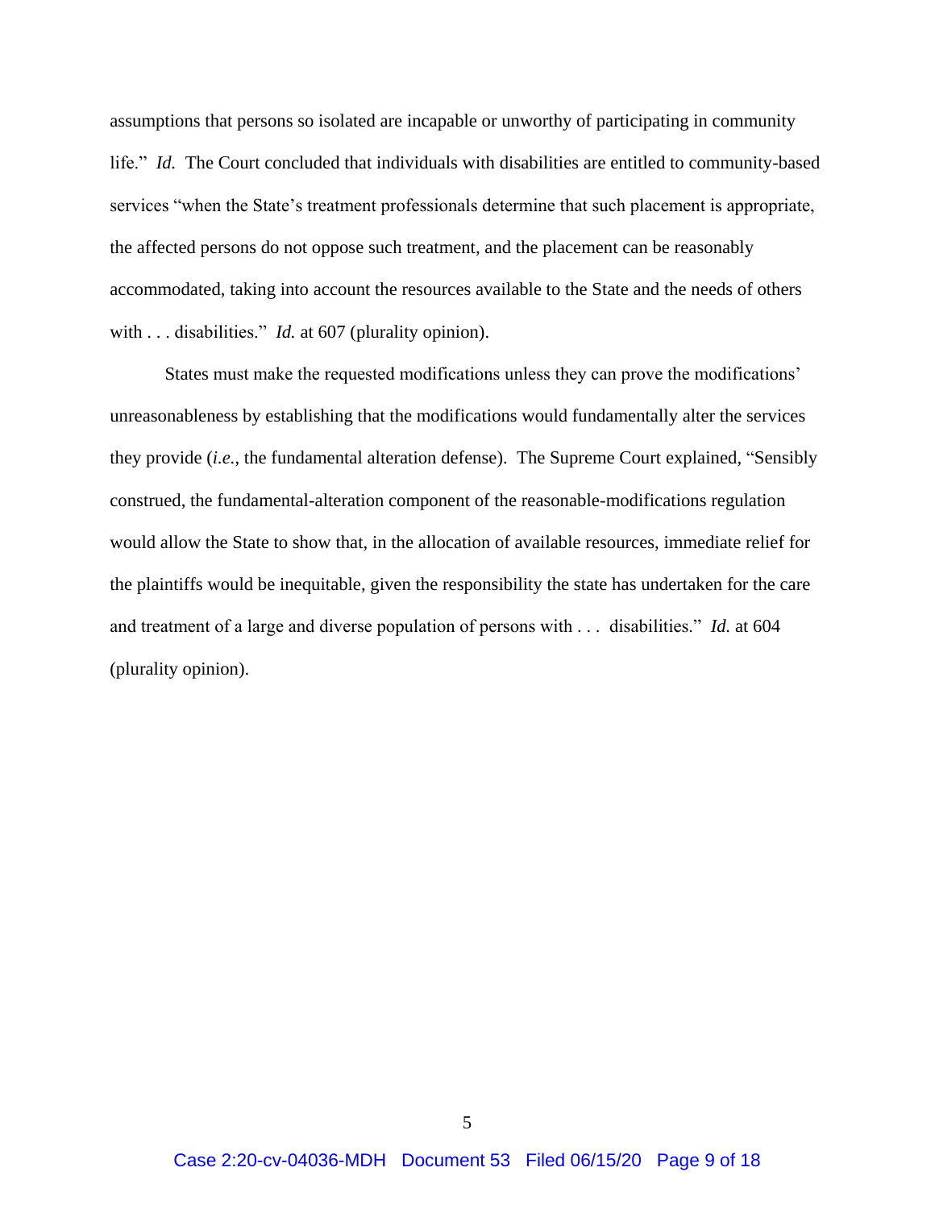assumptions that persons so isolated are incapable or unworthy of participating in community life." *Id.* The Court concluded that individuals with disabilities are entitled to community-based services "when the State's treatment professionals determine that such placement is appropriate, the affected persons do not oppose such treatment, and the placement can be reasonably accommodated, taking into account the resources available to the State and the needs of others with . . . disabilities." *Id.* at 607 (plurality opinion).

States must make the requested modifications unless they can prove the modifications' unreasonableness by establishing that the modifications would fundamentally alter the services they provide (*i.e.*, the fundamental alteration defense). The Supreme Court explained, "Sensibly construed, the fundamental-alteration component of the reasonable-modifications regulation would allow the State to show that, in the allocation of available resources, immediate relief for the plaintiffs would be inequitable, given the responsibility the state has undertaken for the care and treatment of a large and diverse population of persons with . . . disabilities." *Id.* at 604 (plurality opinion).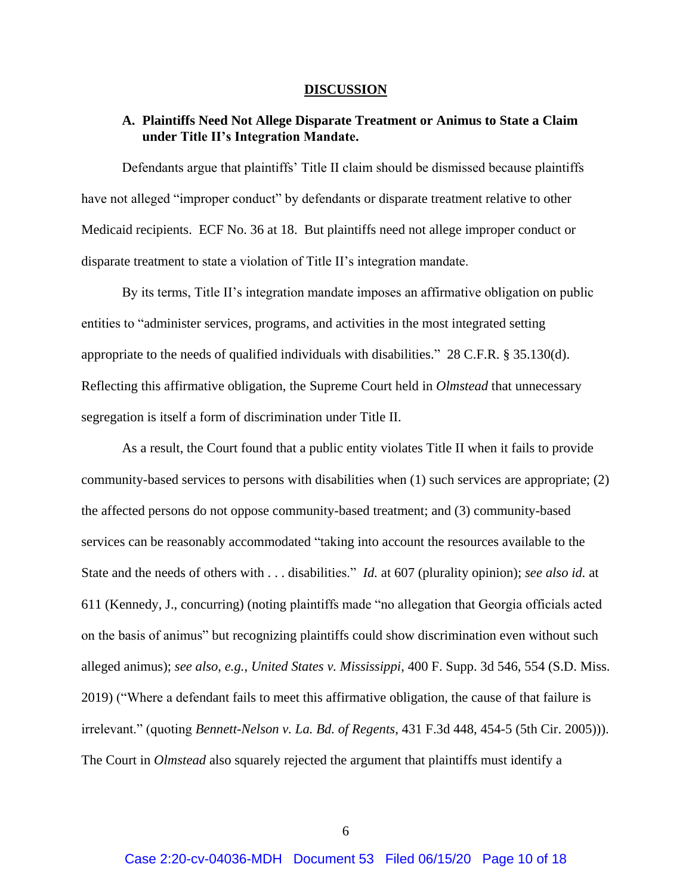## DISCUSSION

### A. Plaintiffs Need Not Allege Disparate Treatment or Animus to State a Claim under Title II's Integration Mandate.

Defendants argue that plaintiffs' Title II claim should be dismissed because plaintiffs have not alleged "improper conduct" by defendants or disparate treatment relative to other Medicaid recipients. ECF No. 36 at 18. But plaintiffs need not allege improper conduct or disparate treatment to state a violation of Title II's integration mandate.

By its terms, Title II's integration mandate imposes an affirmative obligation on public entities to "administer services, programs, and activities in the most integrated setting appropriate to the needs of qualified individuals with disabilities." 28 C.F.R. § 35.130(d). Reflecting this affirmative obligation, the Supreme Court held in *Olmstead* that unnecessary segregation is itself a form of discrimination under Title II.

As a result, the Court found that a public entity violates Title II when it fails to provide community-based services to persons with disabilities when (1) such services are appropriate; (2) the affected persons do not oppose community-based treatment; and (3) community-based services can be reasonably accommodated "taking into account the resources available to the State and the needs of others with . . . disabilities." *Id.* at 607 (plurality opinion); *see also id.* at 611 (Kennedy, J., concurring) (noting plaintiffs made "no allegation that Georgia officials acted on the basis of animus" but recognizing plaintiffs could show discrimination even without such alleged animus); *see also*, *e.g.*, *United States v. Mississippi*, 400 F. Supp. 3d 546, 554 (S.D. Miss. 2019) ("Where a defendant fails to meet this affirmative obligation, the cause of that failure is irrelevant." (quoting *Bennett-Nelson v. La. Bd. of Regents*, 431 F.3d 448, 454-5 (5th Cir. 2005))). The Court in *Olmstead* also squarely rejected the argument that plaintiffs must identify a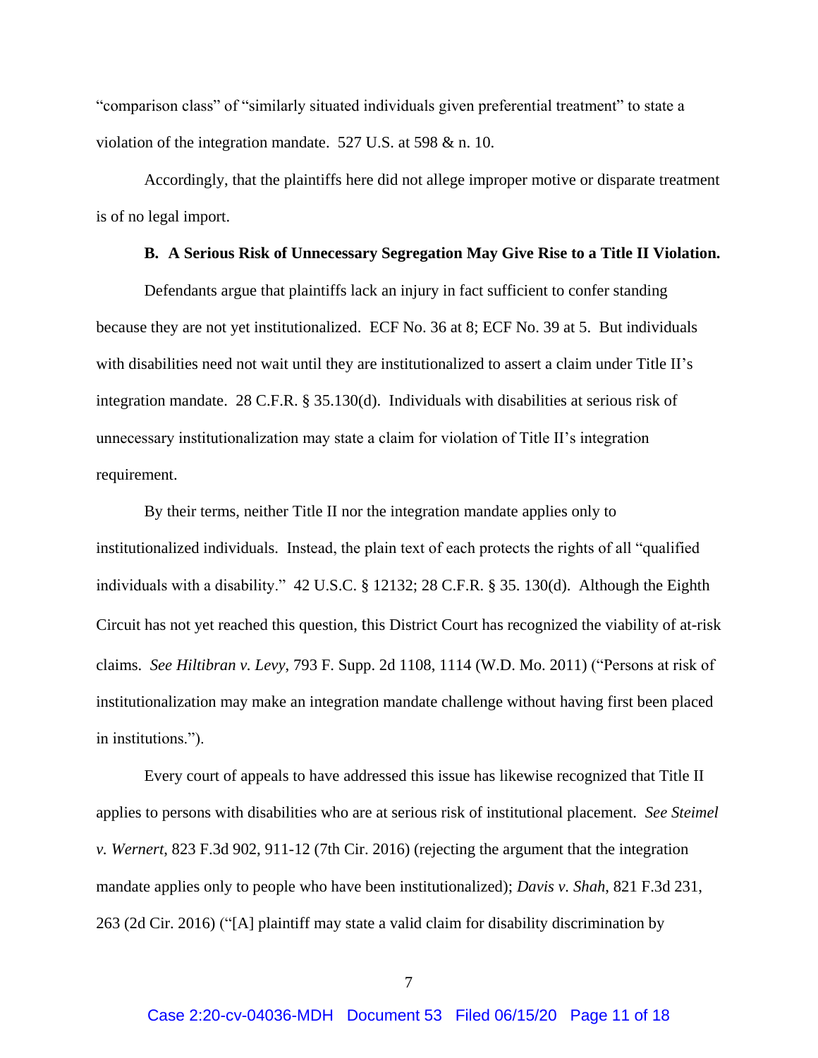"comparison class" of "similarly situated individuals given preferential treatment" to state a violation of the integration mandate. 527 U.S. at 598 & n. 10.

Accordingly, that the plaintiffs here did not allege improper motive or disparate treatment is of no legal import.

**B. A Serious Risk of Unnecessary Segregation May Give Rise to a Title II Violation.**

Defendants argue that plaintiffs lack an injury in fact sufficient to confer standing because they are not yet institutionalized. ECF No. 36 at 8; ECF No. 39 at 5. But individuals with disabilities need not wait until they are institutionalized to assert a claim under Title II's integration mandate. 28 C.F.R. § 35.130(d). Individuals with disabilities at serious risk of unnecessary institutionalization may state a claim for violation of Title II's integration requirement.

By their terms, neither Title II nor the integration mandate applies only to institutionalized individuals. Instead, the plain text of each protects the rights of all "qualified individuals with a disability." 42 U.S.C. § 12132; 28 C.F.R. § 35. 130(d). Although the Eighth Circuit has not yet reached this question, this District Court has recognized the viability of at-risk claims. *See Hiltibran v. Levy*, 793 F. Supp. 2d 1108, 1114 (W.D. Mo. 2011) ("Persons at risk of institutionalization may make an integration mandate challenge without having first been placed in institutions.").

Every court of appeals to have addressed this issue has likewise recognized that Title II applies to persons with disabilities who are at serious risk of institutional placement. *See Steimel v. Wernert*, 823 F.3d 902, 911-12 (7th Cir. 2016) (rejecting the argument that the integration mandate applies only to people who have been institutionalized); *Davis v. Shah*, 821 F.3d 231, 263 (2d Cir. 2016) ("[A] plaintiff may state a valid claim for disability discrimination by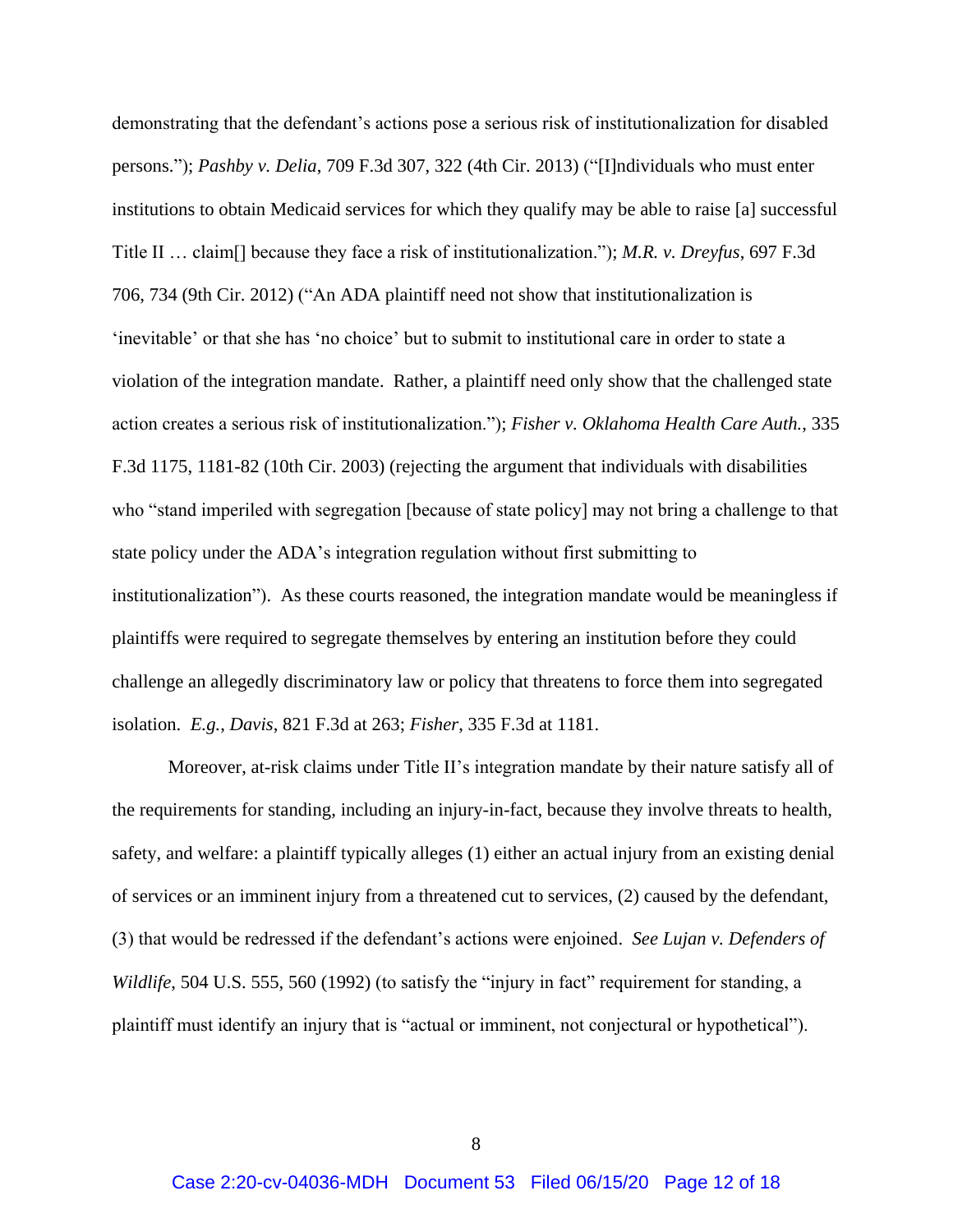demonstrating that the defendant's actions pose a serious risk of institutionalization for disabled persons."); *Pashby v. Delia*, 709 F.3d 307, 322 (4th Cir. 2013) ("[I]ndividuals who must enter institutions to obtain Medicaid services for which they qualify may be able to raise [a] successful Title II … claim[] because they face a risk of institutionalization."); *M.R. v. Dreyfus*, 697 F.3d 706, 734 (9th Cir. 2012) ("An ADA plaintiff need not show that institutionalization is 'inevitable' or that she has 'no choice' but to submit to institutional care in order to state a violation of the integration mandate. Rather, a plaintiff need only show that the challenged state action creates a serious risk of institutionalization."); *Fisher v. Oklahoma Health Care Auth.*, 335 F.3d 1175, 1181-82 (10th Cir. 2003) (rejecting the argument that individuals with disabilities who "stand imperiled with segregation [because of state policy] may not bring a challenge to that state policy under the ADA's integration regulation without first submitting to institutionalization"). As these courts reasoned, the integration mandate would be meaningless if plaintiffs were required to segregate themselves by entering an institution before they could challenge an allegedly discriminatory law or policy that threatens to force them into segregated isolation. *E.g.*, *Davis*, 821 F.3d at 263; *Fisher*, 335 F.3d at 1181.

Moreover, at-risk claims under Title II's integration mandate by their nature satisfy all of the requirements for standing, including an injury-in-fact, because they involve threats to health, safety, and welfare: a plaintiff typically alleges (1) either an actual injury from an existing denial of services or an imminent injury from a threatened cut to services, (2) caused by the defendant, (3) that would be redressed if the defendant's actions were enjoined. *See Lujan v. Defenders of Wildlife*, 504 U.S. 555, 560 (1992) (to satisfy the "injury in fact" requirement for standing, a plaintiff must identify an injury that is "actual or imminent, not conjectural or hypothetical").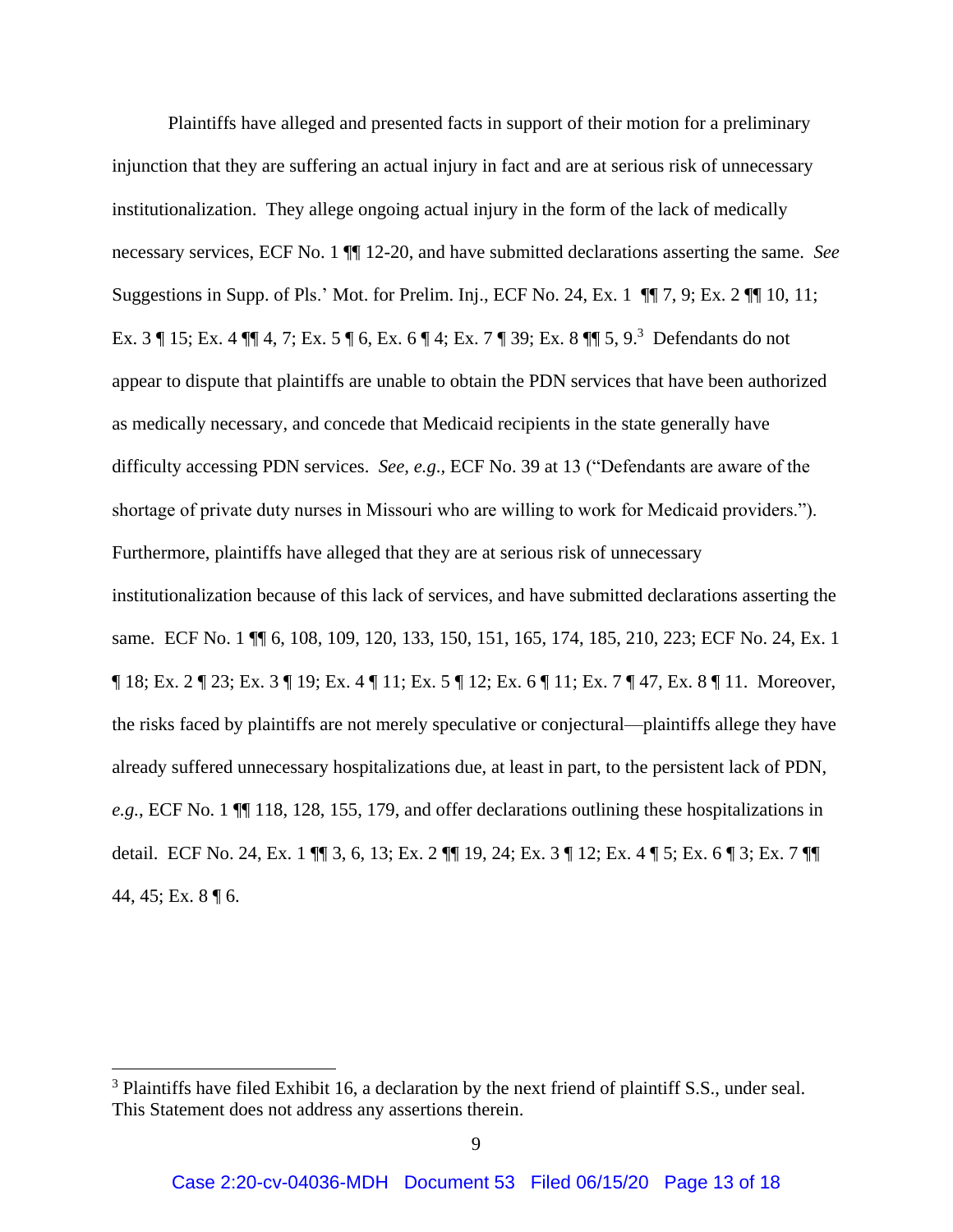Plaintiffs have alleged and presented facts in support of their motion for a preliminary injunction that they are suffering an actual injury in fact and are at serious risk of unnecessary institutionalization. They allege ongoing actual injury in the form of the lack of medically necessary services, ECF No. 1 ¶¶ 12-20, and have submitted declarations asserting the same. *See* Suggestions in Supp. of Pls.' Mot. for Prelim. Inj., ECF No. 24, Ex. 1 ¶¶ 7, 9; Ex. 2 ¶¶ 10, 11; Ex. 3 ¶ 15; Ex. 4 ¶¶ 4, 7; Ex. 5 ¶ 6, Ex. 6 ¶ 4; Ex. 7 ¶ 39; Ex. 8 ¶¶ 5, 9.[3] Defendants do not appear to dispute that plaintiffs are unable to obtain the PDN services that have been authorized as medically necessary, and concede that Medicaid recipients in the state generally have difficulty accessing PDN services. *See, e.g.*, ECF No. 39 at 13 ("Defendants are aware of the shortage of private duty nurses in Missouri who are willing to work for Medicaid providers."). Furthermore, plaintiffs have alleged that they are at serious risk of unnecessary institutionalization because of this lack of services, and have submitted declarations asserting the same. ECF No. 1 ¶¶ 6, 108, 109, 120, 133, 150, 151, 165, 174, 185, 210, 223; ECF No. 24, Ex. 1 ¶ 18; Ex. 2 ¶ 23; Ex. 3 ¶ 19; Ex. 4 ¶ 11; Ex. 5 ¶ 12; Ex. 6 ¶ 11; Ex. 7 ¶ 47, Ex. 8 ¶ 11. Moreover, the risks faced by plaintiffs are not merely speculative or conjectural—plaintiffs allege they have already suffered unnecessary hospitalizations due, at least in part, to the persistent lack of PDN, *e.g.*, ECF No. 1 ¶¶ 118, 128, 155, 179, and offer declarations outlining these hospitalizations in detail. ECF No. 24, Ex. 1 ¶¶ 3, 6, 13; Ex. 2 ¶¶ 19, 24; Ex. 3 ¶ 12; Ex. 4 ¶ 5; Ex. 6 ¶ 3; Ex. 7 ¶¶ 44, 45; Ex. 8 ¶ 6.

---

[3] Plaintiffs have filed Exhibit 16, a declaration by the next friend of plaintiff S.S., under seal. This Statement does not address any assertions therein.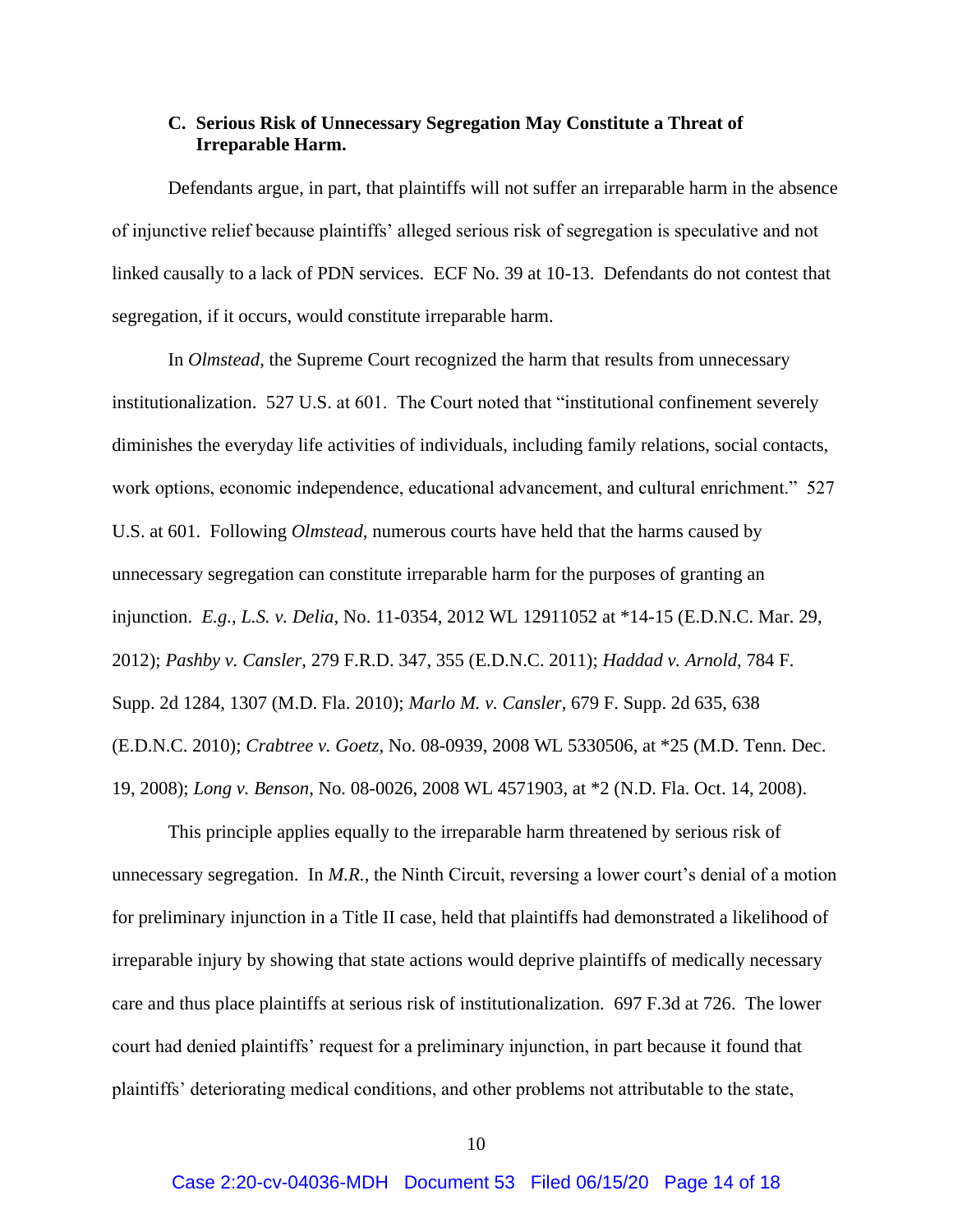### C. Serious Risk of Unnecessary Segregation May Constitute a Threat of Irreparable Harm.

Defendants argue, in part, that plaintiffs will not suffer an irreparable harm in the absence of injunctive relief because plaintiffs' alleged serious risk of segregation is speculative and not linked causally to a lack of PDN services. ECF No. 39 at 10-13. Defendants do not contest that segregation, if it occurs, would constitute irreparable harm.

In *Olmstead*, the Supreme Court recognized the harm that results from unnecessary institutionalization. 527 U.S. at 601. The Court noted that "institutional confinement severely diminishes the everyday life activities of individuals, including family relations, social contacts, work options, economic independence, educational advancement, and cultural enrichment." 527 U.S. at 601. Following *Olmstead*, numerous courts have held that the harms caused by unnecessary segregation can constitute irreparable harm for the purposes of granting an injunction. *E.g.*, *L.S. v. Delia*, No. 11-0354, 2012 WL 12911052 at *14-15 (E.D.N.C. Mar. 29, 2012); *Pashby v. Cansler*, 279 F.R.D. 347, 355 (E.D.N.C. 2011); *Haddad v. Arnold*, 784 F. Supp. 2d 1284, 1307 (M.D. Fla. 2010); *Marlo M. v. Cansler*, 679 F. Supp. 2d 635, 638 (E.D.N.C. 2010); *Crabtree v. Goetz*, No. 08-0939, 2008 WL 5330506, at *25 (M.D. Tenn. Dec. 19, 2008); *Long v. Benson*, No. 08-0026, 2008 WL 4571903, at *2 (N.D. Fla. Oct. 14, 2008).

This principle applies equally to the irreparable harm threatened by serious risk of unnecessary segregation. In *M.R.*, the Ninth Circuit, reversing a lower court's denial of a motion for preliminary injunction in a Title II case, held that plaintiffs had demonstrated a likelihood of irreparable injury by showing that state actions would deprive plaintiffs of medically necessary care and thus place plaintiffs at serious risk of institutionalization. 697 F.3d at 726. The lower court had denied plaintiffs' request for a preliminary injunction, in part because it found that plaintiffs' deteriorating medical conditions, and other problems not attributable to the state,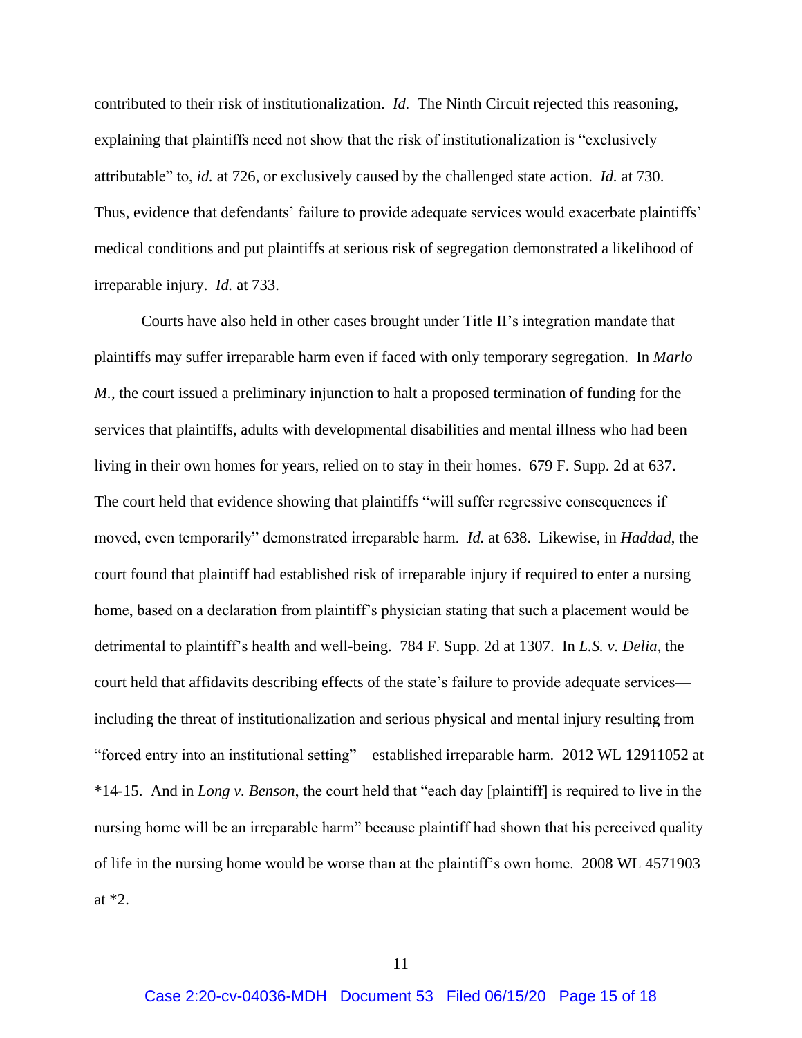contributed to their risk of institutionalization. *Id.* The Ninth Circuit rejected this reasoning, explaining that plaintiffs need not show that the risk of institutionalization is "exclusively attributable" to, *id.* at 726, or exclusively caused by the challenged state action. *Id.* at 730. Thus, evidence that defendants' failure to provide adequate services would exacerbate plaintiffs' medical conditions and put plaintiffs at serious risk of segregation demonstrated a likelihood of irreparable injury. *Id.* at 733.

Courts have also held in other cases brought under Title II's integration mandate that plaintiffs may suffer irreparable harm even if faced with only temporary segregation. In *Marlo M.*, the court issued a preliminary injunction to halt a proposed termination of funding for the services that plaintiffs, adults with developmental disabilities and mental illness who had been living in their own homes for years, relied on to stay in their homes. 679 F. Supp. 2d at 637. The court held that evidence showing that plaintiffs "will suffer regressive consequences if moved, even temporarily" demonstrated irreparable harm. *Id.* at 638. Likewise, in *Haddad*, the court found that plaintiff had established risk of irreparable injury if required to enter a nursing home, based on a declaration from plaintiff's physician stating that such a placement would be detrimental to plaintiff's health and well-being. 784 F. Supp. 2d at 1307. In *L.S. v. Delia*, the court held that affidavits describing effects of the state's failure to provide adequate services—including the threat of institutionalization and serious physical and mental injury resulting from "forced entry into an institutional setting"—established irreparable harm. 2012 WL 12911052 at *14-15. And in *Long v. Benson*, the court held that "each day [plaintiff] is required to live in the nursing home will be an irreparable harm" because plaintiff had shown that his perceived quality of life in the nursing home would be worse than at the plaintiff's own home. 2008 WL 4571903 at *2.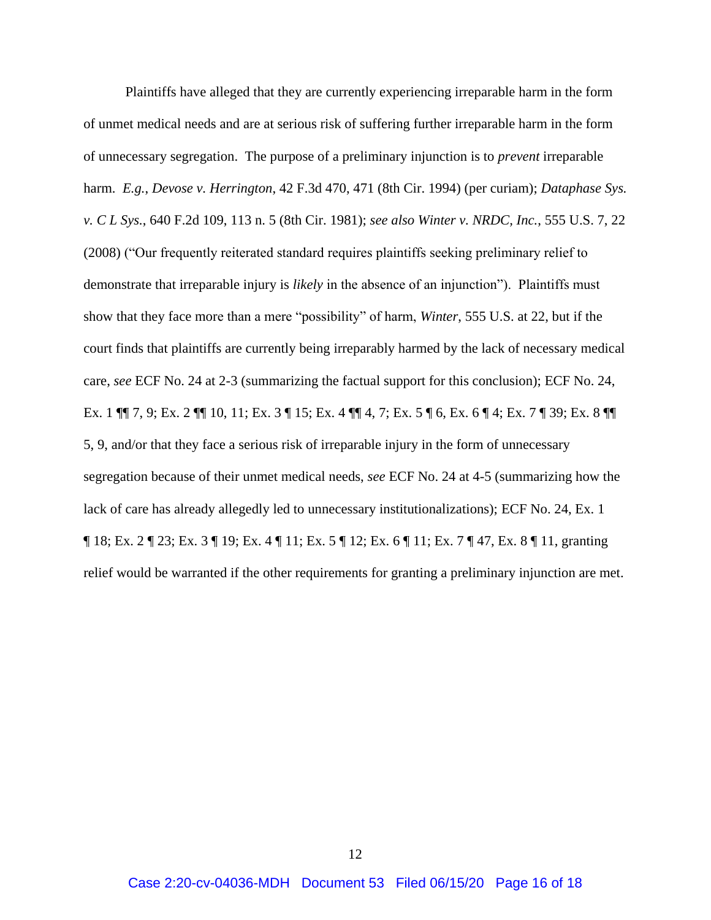Plaintiffs have alleged that they are currently experiencing irreparable harm in the form of unmet medical needs and are at serious risk of suffering further irreparable harm in the form of unnecessary segregation. The purpose of a preliminary injunction is to *prevent* irreparable harm. *E.g.*, *Devose v. Herrington*, 42 F.3d 470, 471 (8th Cir. 1994) (per curiam); *Dataphase Sys. v. C L Sys.*, 640 F.2d 109, 113 n. 5 (8th Cir. 1981); *see also Winter v. NRDC, Inc.*, 555 U.S. 7, 22 (2008) ("Our frequently reiterated standard requires plaintiffs seeking preliminary relief to demonstrate that irreparable injury is *likely* in the absence of an injunction"). Plaintiffs must show that they face more than a mere "possibility" of harm, *Winter*, 555 U.S. at 22, but if the court finds that plaintiffs are currently being irreparably harmed by the lack of necessary medical care, *see* ECF No. 24 at 2-3 (summarizing the factual support for this conclusion); ECF No. 24, Ex. 1 ¶¶ 7, 9; Ex. 2 ¶¶ 10, 11; Ex. 3 ¶ 15; Ex. 4 ¶¶ 4, 7; Ex. 5 ¶ 6, Ex. 6 ¶ 4; Ex. 7 ¶ 39; Ex. 8 ¶¶ 5, 9, and/or that they face a serious risk of irreparable injury in the form of unnecessary segregation because of their unmet medical needs, *see* ECF No. 24 at 4-5 (summarizing how the lack of care has already allegedly led to unnecessary institutionalizations); ECF No. 24, Ex. 1 ¶ 18; Ex. 2 ¶ 23; Ex. 3 ¶ 19; Ex. 4 ¶ 11; Ex. 5 ¶ 12; Ex. 6 ¶ 11; Ex. 7 ¶ 47, Ex. 8 ¶ 11, granting relief would be warranted if the other requirements for granting a preliminary injunction are met.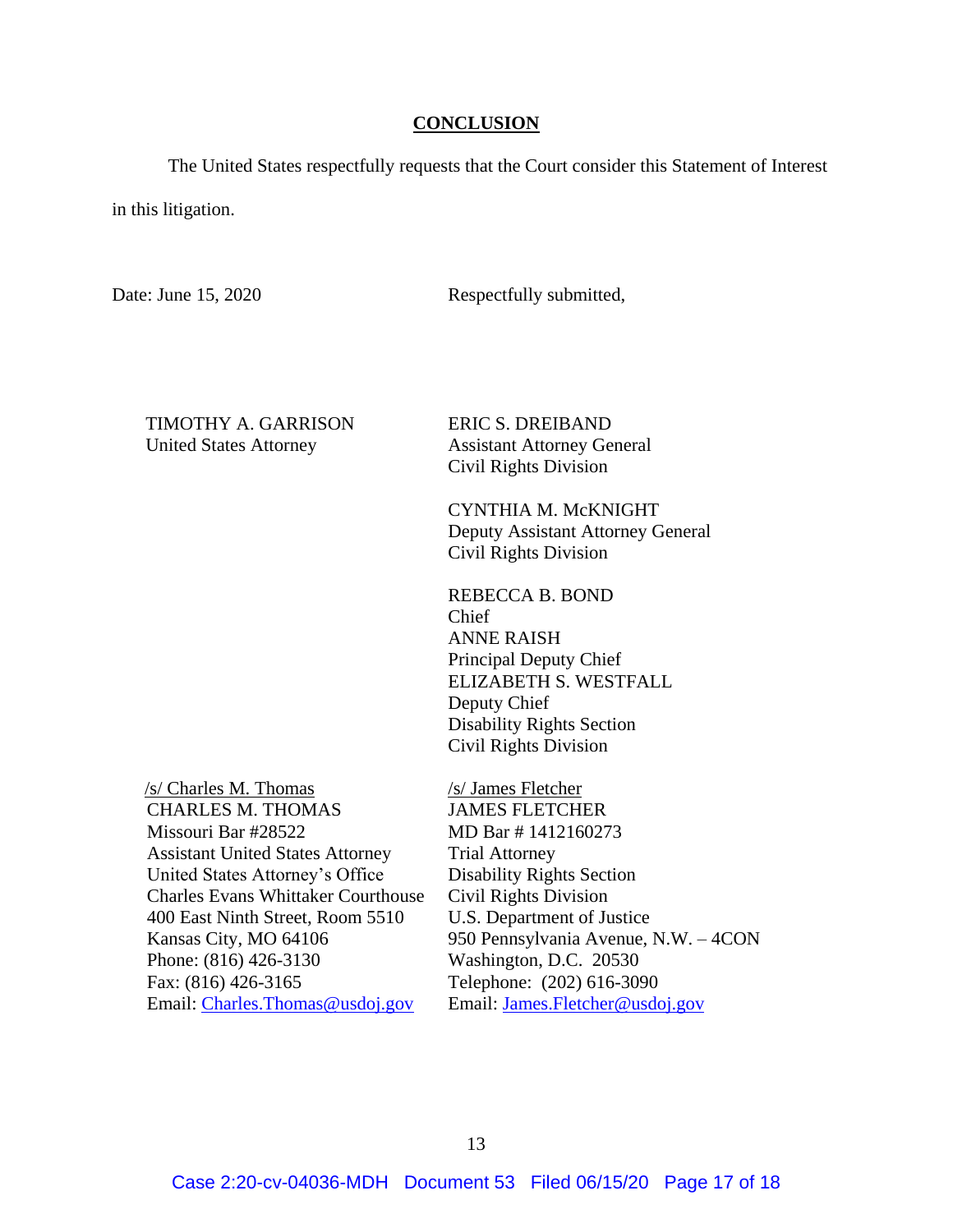## CONCLUSION

The United States respectfully requests that the Court consider this Statement of Interest in this litigation.

Date: June 15, 2020

Respectfully submitted,

TIMOTHY A. GARRISON
United States Attorney

ERIC S. DREIBAND
Assistant Attorney General
Civil Rights Division

CYNTHIA M. McKNIGHT
Deputy Assistant Attorney General
Civil Rights Division

REBECCA B. BOND
Chief
ANNE RAISH
Principal Deputy Chief
ELIZABETH S. WESTFALL
Deputy Chief
Disability Rights Section
Civil Rights Division

/s/ Charles M. Thomas
CHARLES M. THOMAS
Missouri Bar #28522
Assistant United States Attorney
United States Attorney's Office
Charles Evans Whittaker Courthouse
400 East Ninth Street, Room 5510
Kansas City, MO 64106
Phone: (816) 426-3130
Fax: (816) 426-3165
Email: Charles.Thomas@usdoj.gov

/s/ James Fletcher
JAMES FLETCHER
MD Bar # 1412160273
Trial Attorney
Disability Rights Section
Civil Rights Division
U.S. Department of Justice
950 Pennsylvania Avenue, N.W. – 4CON
Washington, D.C. 20530
Telephone: (202) 616-3090
Email: James.Fletcher@usdoj.gov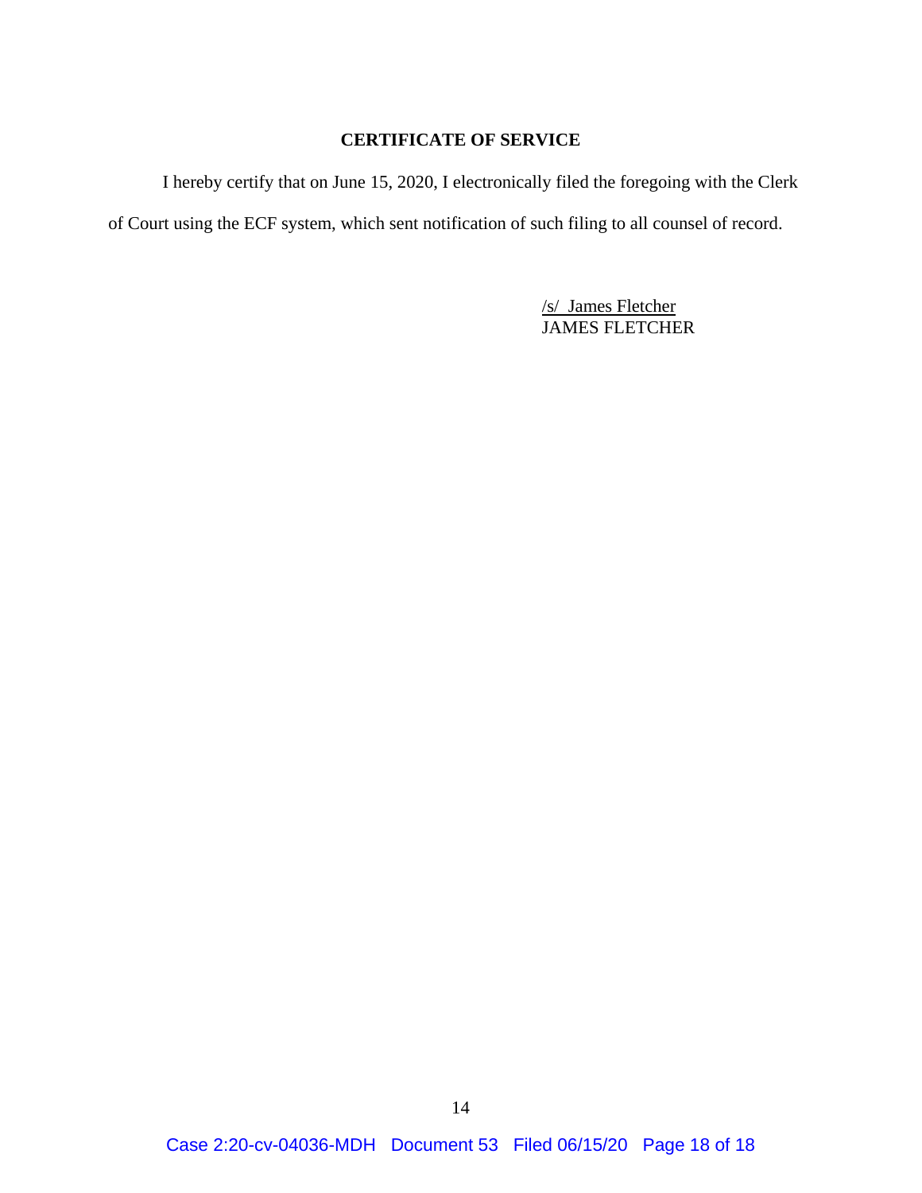**CERTIFICATE OF SERVICE**

I hereby certify that on June 15, 2020, I electronically filed the foregoing with the Clerk of Court using the ECF system, which sent notification of such filing to all counsel of record.

/s/ James Fletcher
JAMES FLETCHER